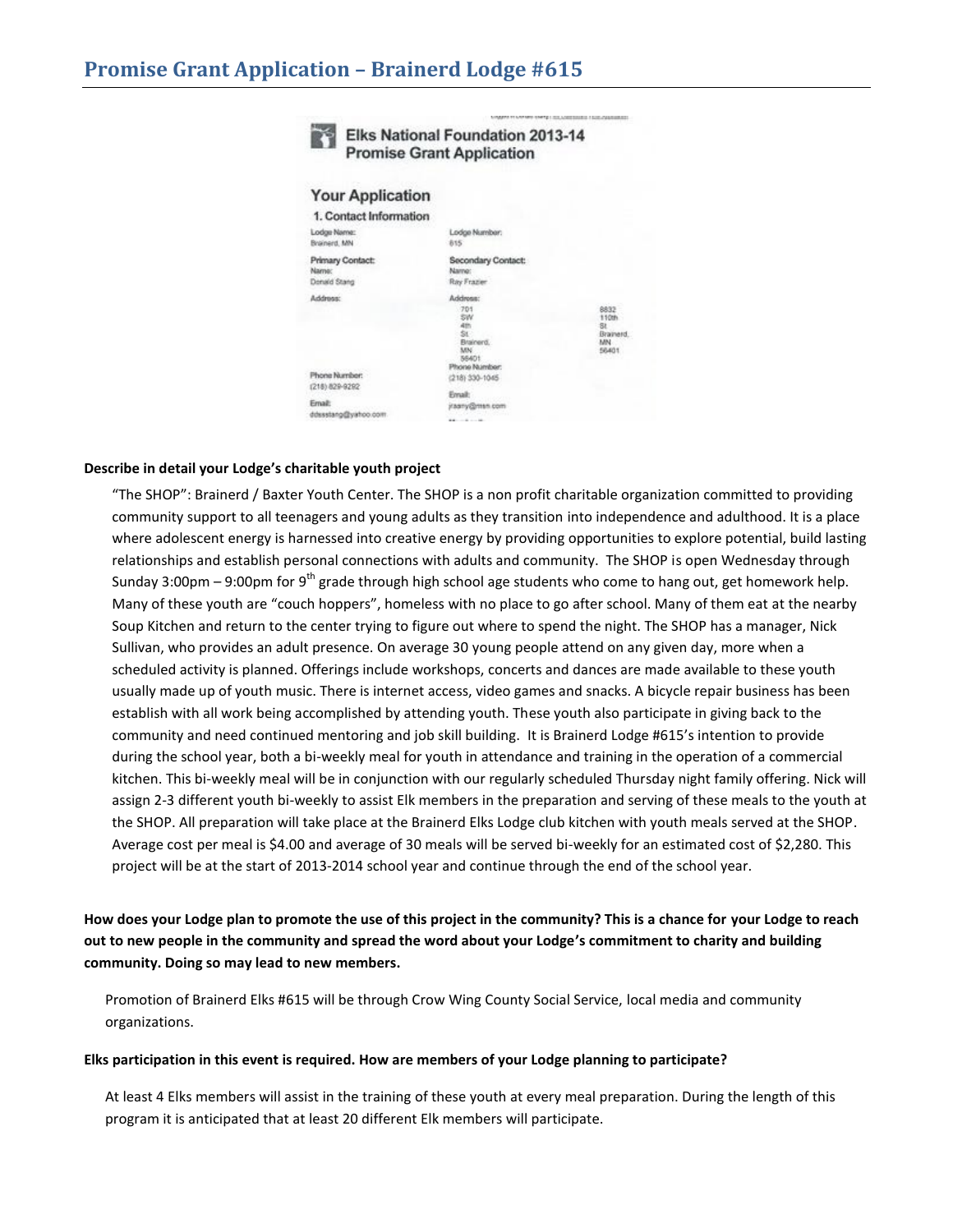# Promise Grant Application – Brainerd Lodge #615

## Elks National Foundation 2013-14 Promise Grant Application

### Your Application

#### 1. Contact Information

| | | |
|---|---|---|
| Lodge Name: Brainerd, MN | Lodge Number: 615 | |
| Primary Contact: Name: Donald Stang | Secondary Contact: Name: Ray Frazier | |
| Address: | Address: 701 SW 4th St Brainerd, MN 56401 | 8832 110th St Brainerd, MN 56401 |
| Phone Number: (218) 829-9292 | Phone Number: (218) 330-1045 | |
| Email: ddsstang@yahoo.com | Email: jrsamy@msn.com | |

**Describe in detail your Lodge's charitable youth project**

"The SHOP": Brainerd / Baxter Youth Center. The SHOP is a non profit charitable organization committed to providing community support to all teenagers and young adults as they transition into independence and adulthood. It is a place where adolescent energy is harnessed into creative energy by providing opportunities to explore potential, build lasting relationships and establish personal connections with adults and community. The SHOP is open Wednesday through Sunday 3:00pm – 9:00pm for 9th grade through high school age students who come to hang out, get homework help. Many of these youth are "couch hoppers", homeless with no place to go after school. Many of them eat at the nearby Soup Kitchen and return to the center trying to figure out where to spend the night. The SHOP has a manager, Nick Sullivan, who provides an adult presence. On average 30 young people attend on any given day, more when a scheduled activity is planned. Offerings include workshops, concerts and dances are made available to these youth usually made up of youth music. There is internet access, video games and snacks. A bicycle repair business has been establish with all work being accomplished by attending youth. These youth also participate in giving back to the community and need continued mentoring and job skill building. It is Brainerd Lodge #615's intention to provide during the school year, both a bi-weekly meal for youth in attendance and training in the operation of a commercial kitchen. This bi-weekly meal will be in conjunction with our regularly scheduled Thursday night family offering. Nick will assign 2-3 different youth bi-weekly to assist Elk members in the preparation and serving of these meals to the youth at the SHOP. All preparation will take place at the Brainerd Elks Lodge club kitchen with youth meals served at the SHOP. Average cost per meal is $4.00 and average of 30 meals will be served bi-weekly for an estimated cost of $2,280. This project will be at the start of 2013-2014 school year and continue through the end of the school year.

**How does your Lodge plan to promote the use of this project in the community? This is a chance for your Lodge to reach out to new people in the community and spread the word about your Lodge's commitment to charity and building community. Doing so may lead to new members.**

Promotion of Brainerd Elks #615 will be through Crow Wing County Social Service, local media and community organizations.

**Elks participation in this event is required. How are members of your Lodge planning to participate?**

At least 4 Elks members will assist in the training of these youth at every meal preparation. During the length of this program it is anticipated that at least 20 different Elk members will participate.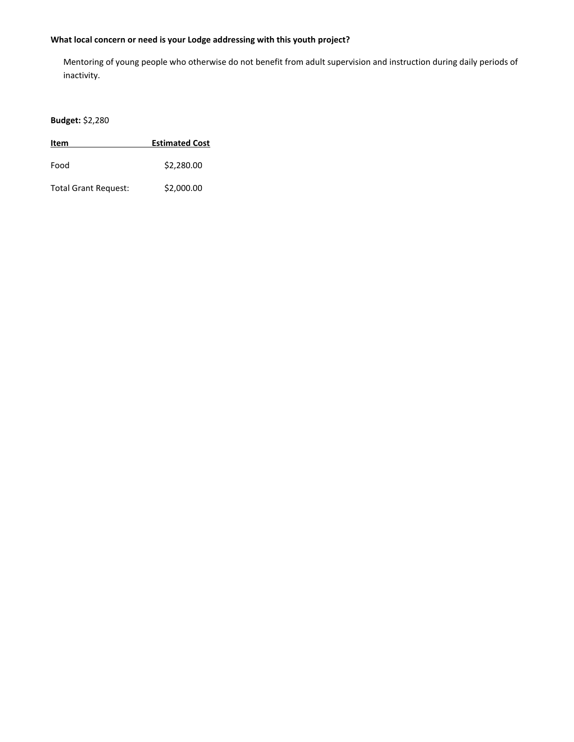**What local concern or need is your Lodge addressing with this youth project?**

Mentoring of young people who otherwise do not benefit from adult supervision and instruction during daily periods of inactivity.

**Budget:** $2,280

| Item | Estimated Cost |
| --- | --- |
| Food | $2,280.00 |
| Total Grant Request: | $2,000.00 |